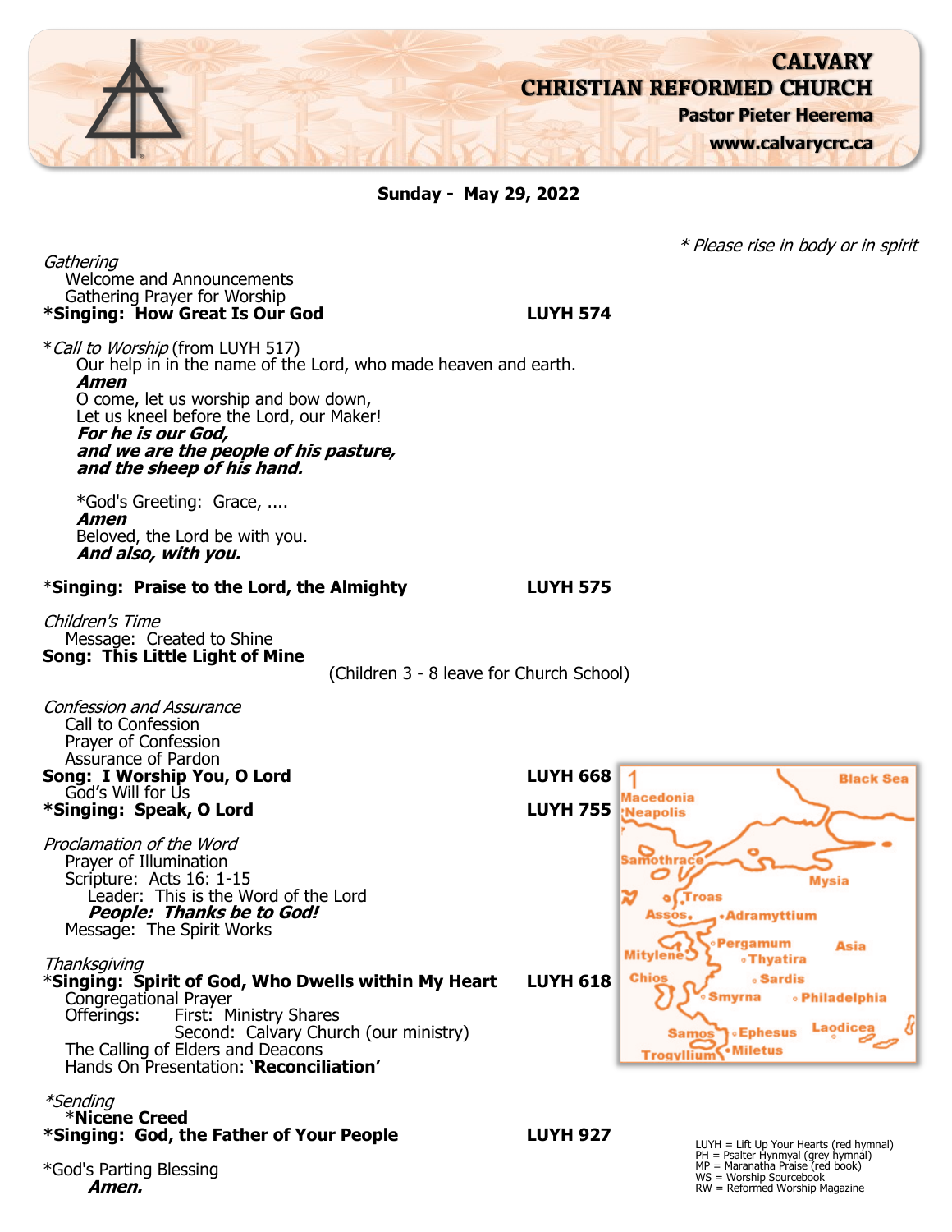# CALVARY CHRISTIAN REFORMED CHURCH

**Pastor Pieter Heerema**

**www.calvarycrc.ca**

**Sunday - May 29, 2022**

*\* Please rise in body or in spirit*

*Gathering*

Welcome and Announcements

Gathering Prayer for Worship

**\*Singing: How Great Is Our God** — **LUYH 574**

\**Call to Worship* (from LUYH 517)

Our help in in the name of the Lord, who made heaven and earth.

***Amen***

O come, let us worship and bow down,
Let us kneel before the Lord, our Maker!

***For he is our God,***
***and we are the people of his pasture,***
***and the sheep of his hand.***

\*God's Greeting: Grace, ....

***Amen***

Beloved, the Lord be with you.

***And also, with you.***

\***Singing: Praise to the Lord, the Almighty** — **LUYH 575**

*Children's Time*

Message: Created to Shine

**Song: This Little Light of Mine**

(Children 3 - 8 leave for Church School)

*Confession and Assurance*

Call to Confession

Prayer of Confession

Assurance of Pardon

**Song: I Worship You, O Lord** — **LUYH 668**

God's Will for Us

**\*Singing: Speak, O Lord** — **LUYH 755**

*Proclamation of the Word*

Prayer of Illumination

Scripture: Acts 16: 1-15

Leader: This is the Word of the Lord

***People: Thanks be to God!***

Message: The Spirit Works

*Thanksgiving*

\***Singing: Spirit of God, Who Dwells within My Heart** — **LUYH 618**

Congregational Prayer

Offerings: First: Ministry Shares
Second: Calvary Church (our ministry)

The Calling of Elders and Deacons

Hands On Presentation: '**Reconciliation'**

*\*Sending*

\***Nicene Creed**

**\*Singing: God, the Father of Your People** — **LUYH 927**

\*God's Parting Blessing

***Amen.***

LUYH = Lift Up Your Hearts (red hymnal)
PH = Psalter Hynmyal (grey hymnal)
MP = Maranatha Praise (red book)
WS = Worship Sourcebook
RW = Reformed Worship Magazine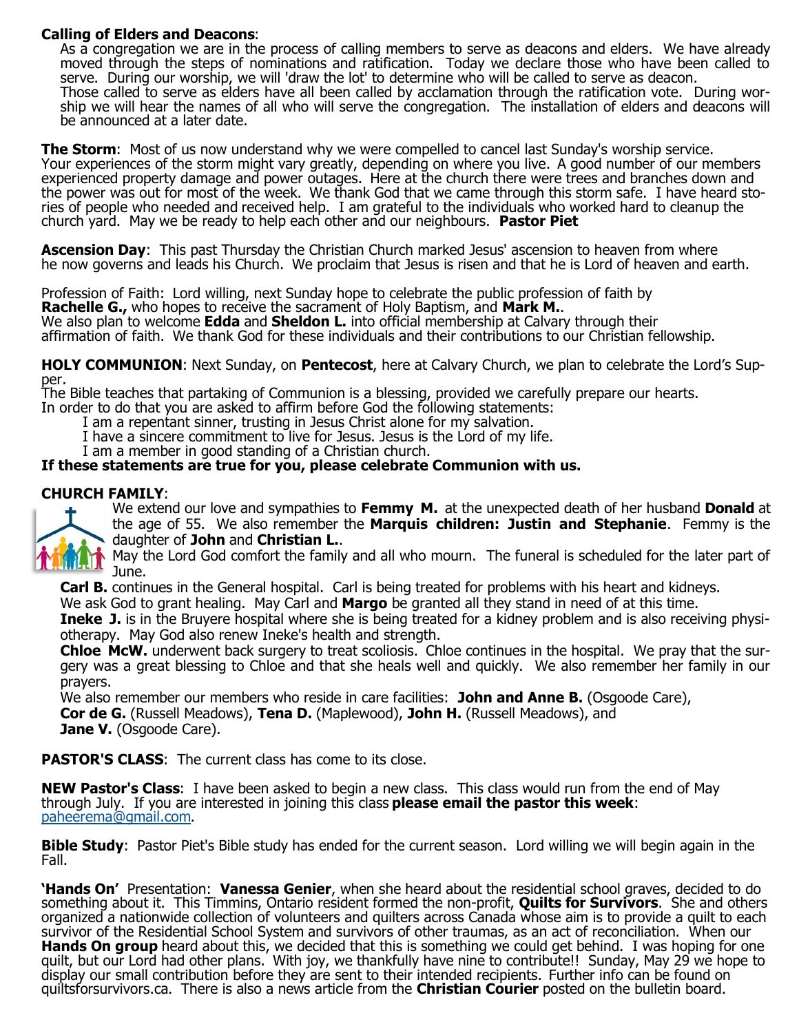**Calling of Elders and Deacons**:

As a congregation we are in the process of calling members to serve as deacons and elders. We have already moved through the steps of nominations and ratification. Today we declare those who have been called to serve. During our worship, we will 'draw the lot' to determine who will be called to serve as deacon.

Those called to serve as elders have all been called by acclamation through the ratification vote. During worship we will hear the names of all who will serve the congregation. The installation of elders and deacons will be announced at a later date.

**The Storm**: Most of us now understand why we were compelled to cancel last Sunday's worship service. Your experiences of the storm might vary greatly, depending on where you live. A good number of our members experienced property damage and power outages. Here at the church there were trees and branches down and the power was out for most of the week. We thank God that we came through this storm safe. I have heard stories of people who needed and received help. I am grateful to the individuals who worked hard to cleanup the church yard. May we be ready to help each other and our neighbours. **Pastor Piet**

**Ascension Day**: This past Thursday the Christian Church marked Jesus' ascension to heaven from where he now governs and leads his Church. We proclaim that Jesus is risen and that he is Lord of heaven and earth.

Profession of Faith: Lord willing, next Sunday hope to celebrate the public profession of faith by **Rachelle G.,** who hopes to receive the sacrament of Holy Baptism, and **Mark M.**.
We also plan to welcome **Edda** and **Sheldon L.** into official membership at Calvary through their affirmation of faith. We thank God for these individuals and their contributions to our Christian fellowship.

**HOLY COMMUNION**: Next Sunday, on **Pentecost**, here at Calvary Church, we plan to celebrate the Lord's Supper.
The Bible teaches that partaking of Communion is a blessing, provided we carefully prepare our hearts.
In order to do that you are asked to affirm before God the following statements:

I am a repentant sinner, trusting in Jesus Christ alone for my salvation.
I have a sincere commitment to live for Jesus. Jesus is the Lord of my life.
I am a member in good standing of a Christian church.

**If these statements are true for you, please celebrate Communion with us.**

**CHURCH FAMILY**:

We extend our love and sympathies to **Femmy M.** at the unexpected death of her husband **Donald** at the age of 55. We also remember the **Marquis children: Justin and Stephanie**. Femmy is the daughter of **John** and **Christian L.**.
May the Lord God comfort the family and all who mourn. The funeral is scheduled for the later part of June.

**Carl B.** continues in the General hospital. Carl is being treated for problems with his heart and kidneys. We ask God to grant healing. May Carl and **Margo** be granted all they stand in need of at this time.

**Ineke J.** is in the Bruyere hospital where she is being treated for a kidney problem and is also receiving physiotherapy. May God also renew Ineke's health and strength.

**Chloe McW.** underwent back surgery to treat scoliosis. Chloe continues in the hospital. We pray that the surgery was a great blessing to Chloe and that she heals well and quickly. We also remember her family in our prayers.

We also remember our members who reside in care facilities: **John and Anne B.** (Osgoode Care), **Cor de G.** (Russell Meadows), **Tena D.** (Maplewood), **John H.** (Russell Meadows), and **Jane V.** (Osgoode Care).

**PASTOR'S CLASS**: The current class has come to its close.

**NEW Pastor's Class**: I have been asked to begin a new class. This class would run from the end of May through July. If you are interested in joining this class **please email the pastor this week**: paheerema@gmail.com.

**Bible Study**: Pastor Piet's Bible study has ended for the current season. Lord willing we will begin again in the Fall.

**'Hands On'** Presentation: **Vanessa Genier**, when she heard about the residential school graves, decided to do something about it. This Timmins, Ontario resident formed the non-profit, **Quilts for Survivors**. She and others organized a nationwide collection of volunteers and quilters across Canada whose aim is to provide a quilt to each survivor of the Residential School System and survivors of other traumas, as an act of reconciliation. When our **Hands On group** heard about this, we decided that this is something we could get behind. I was hoping for one quilt, but our Lord had other plans. With joy, we thankfully have nine to contribute!! Sunday, May 29 we hope to display our small contribution before they are sent to their intended recipients. Further info can be found on quiltsforsurvivors.ca. There is also a news article from the **Christian Courier** posted on the bulletin board.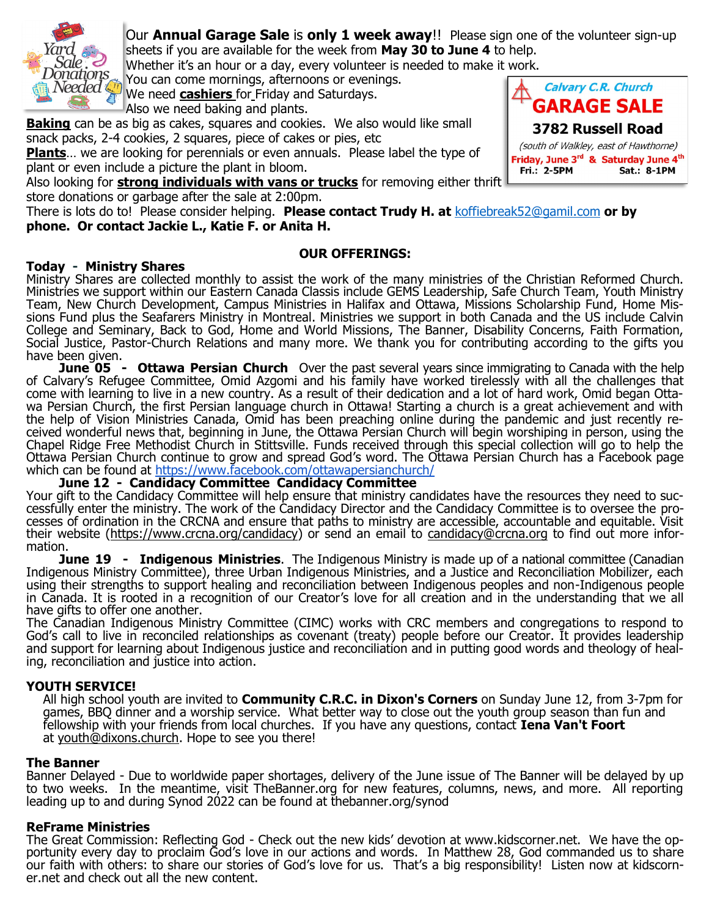Our **Annual Garage Sale** is **only 1 week away**!! Please sign one of the volunteer sign-up sheets if you are available for the week from **May 30 to June 4** to help.

Whether it's an hour or a day, every volunteer is needed to make it work.

You can come mornings, afternoons or evenings.

We need **cashiers** for Friday and Saturdays.

Also we need baking and plants.

**Baking** can be as big as cakes, squares and cookies. We also would like small snack packs, 2-4 cookies, 2 squares, piece of cakes or pies, etc

**Plants**… we are looking for perennials or even annuals. Please label the type of plant or even include a picture the plant in bloom.

Also looking for **strong individuals with vans or trucks** for removing either thrift store donations or garbage after the sale at 2:00pm.

There is lots do to! Please consider helping. **Please contact Trudy H. at** koffiebreak52@gamil.com **or by phone. Or contact Jackie L., Katie F. or Anita H.**

> *Calvary C.R. Church*
> **GARAGE SALE**
> **3782 Russell Road**
> *(south of Walkley, east of Hawthorne)*
> **Friday, June 3rd & Saturday June 4th**
> **Fri.: 2-5PM Sat.: 8-1PM**

## OUR OFFERINGS:

**Today - Ministry Shares**

Ministry Shares are collected monthly to assist the work of the many ministries of the Christian Reformed Church. Ministries we support within our Eastern Canada Classis include GEMS Leadership, Safe Church Team, Youth Ministry Team, New Church Development, Campus Ministries in Halifax and Ottawa, Missions Scholarship Fund, Home Missions Fund plus the Seafarers Ministry in Montreal. Ministries we support in both Canada and the US include Calvin College and Seminary, Back to God, Home and World Missions, The Banner, Disability Concerns, Faith Formation, Social Justice, Pastor-Church Relations and many more. We thank you for contributing according to the gifts you have been given.

**June 05 - Ottawa Persian Church** Over the past several years since immigrating to Canada with the help of Calvary's Refugee Committee, Omid Azgomi and his family have worked tirelessly with all the challenges that come with learning to live in a new country. As a result of their dedication and a lot of hard work, Omid began Ottawa Persian Church, the first Persian language church in Ottawa! Starting a church is a great achievement and with the help of Vision Ministries Canada, Omid has been preaching online during the pandemic and just recently received wonderful news that, beginning in June, the Ottawa Persian Church will begin worshiping in person, using the Chapel Ridge Free Methodist Church in Stittsville. Funds received through this special collection will go to help the Ottawa Persian Church continue to grow and spread God's word. The Ottawa Persian Church has a Facebook page which can be found at https://www.facebook.com/ottawapersianchurch/

**June 12 - Candidacy Committee Candidacy Committee**

Your gift to the Candidacy Committee will help ensure that ministry candidates have the resources they need to successfully enter the ministry. The work of the Candidacy Director and the Candidacy Committee is to oversee the processes of ordination in the CRCNA and ensure that paths to ministry are accessible, accountable and equitable. Visit their website (https://www.crcna.org/candidacy) or send an email to candidacy@crcna.org to find out more information.

**June 19 - Indigenous Ministries**. The Indigenous Ministry is made up of a national committee (Canadian Indigenous Ministry Committee), three Urban Indigenous Ministries, and a Justice and Reconciliation Mobilizer, each using their strengths to support healing and reconciliation between Indigenous peoples and non-Indigenous people in Canada. It is rooted in a recognition of our Creator's love for all creation and in the understanding that we all have gifts to offer one another.

The Canadian Indigenous Ministry Committee (CIMC) works with CRC members and congregations to respond to God's call to live in reconciled relationships as covenant (treaty) people before our Creator. It provides leadership and support for learning about Indigenous justice and reconciliation and in putting good words and theology of healing, reconciliation and justice into action.

**YOUTH SERVICE!**

All high school youth are invited to **Community C.R.C. in Dixon's Corners** on Sunday June 12, from 3-7pm for games, BBQ dinner and a worship service. What better way to close out the youth group season than fun and fellowship with your friends from local churches. If you have any questions, contact **Iena Van't Foort** at youth@dixons.church. Hope to see you there!

**The Banner**

Banner Delayed - Due to worldwide paper shortages, delivery of the June issue of The Banner will be delayed by up to two weeks. In the meantime, visit TheBanner.org for new features, columns, news, and more. All reporting leading up to and during Synod 2022 can be found at thebanner.org/synod

**ReFrame Ministries**

The Great Commission: Reflecting God - Check out the new kids' devotion at www.kidscorner.net. We have the opportunity every day to proclaim God's love in our actions and words. In Matthew 28, God commanded us to share our faith with others: to share our stories of God's love for us. That's a big responsibility! Listen now at kidscorner.net and check out all the new content.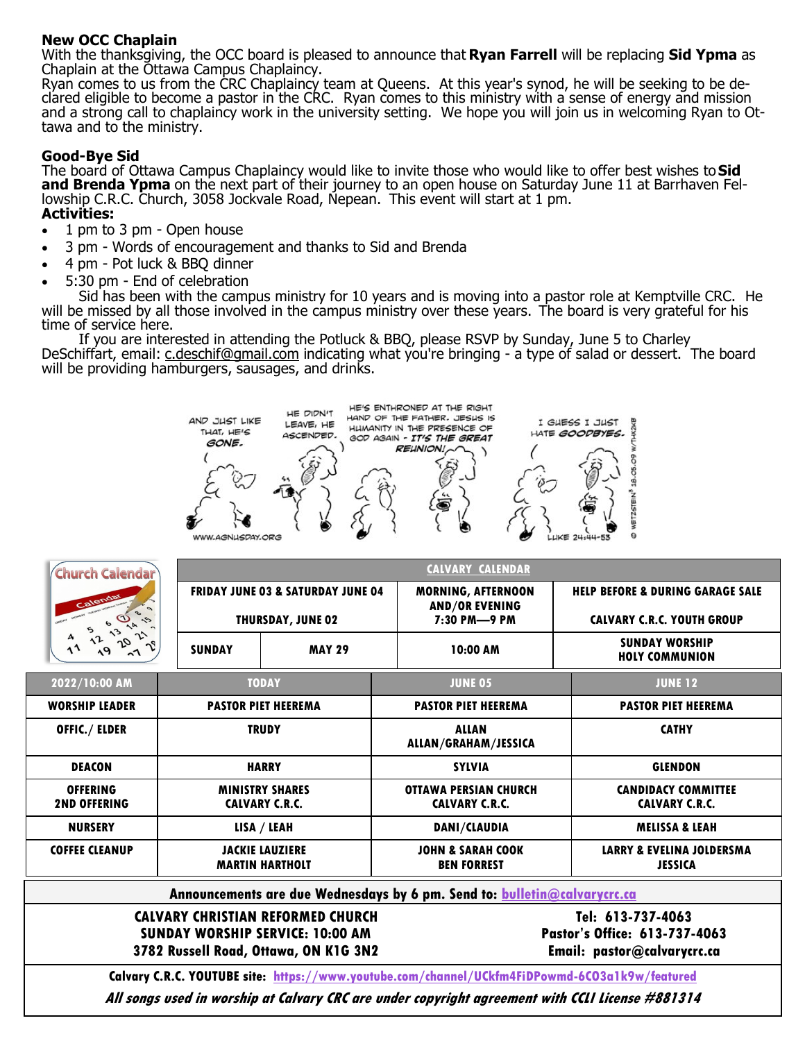### New OCC Chaplain

With the thanksgiving, the OCC board is pleased to announce that **Ryan Farrell** will be replacing **Sid Ypma** as Chaplain at the Ottawa Campus Chaplaincy.

Ryan comes to us from the CRC Chaplaincy team at Queens. At this year's synod, he will be seeking to be declared eligible to become a pastor in the CRC. Ryan comes to this ministry with a sense of energy and mission and a strong call to chaplaincy work in the university setting. We hope you will join us in welcoming Ryan to Ottawa and to the ministry.

### Good-Bye Sid

The board of Ottawa Campus Chaplaincy would like to invite those who would like to offer best wishes to **Sid and Brenda Ypma** on the next part of their journey to an open house on Saturday June 11 at Barrhaven Fellowship C.R.C. Church, 3058 Jockvale Road, Nepean. This event will start at 1 pm.

**Activities:**

- 1 pm to 3 pm - Open house
- 3 pm - Words of encouragement and thanks to Sid and Brenda
- 4 pm - Pot luck & BBQ dinner
- 5:30 pm - End of celebration

Sid has been with the campus ministry for 10 years and is moving into a pastor role at Kemptville CRC. He will be missed by all those involved in the campus ministry over these years. The board is very grateful for his time of service here.

If you are interested in attending the Potluck & BBQ, please RSVP by Sunday, June 5 to Charley DeSchiffart, email: c.deschif@gmail.com indicating what you're bringing - a type of salad or dessert. The board will be providing hamburgers, sausages, and drinks.

| CALVARY CALENDAR | | | |
|---|---|---|---|
| FRIDAY JUNE 03 & SATURDAY JUNE 04<br>THURSDAY, JUNE 02 | | MORNING, AFTERNOON AND/OR EVENING<br>7:30 PM—9 PM | HELP BEFORE & DURING GARAGE SALE<br>CALVARY C.R.C. YOUTH GROUP |
| SUNDAY | MAY 29 | 10:00 AM | SUNDAY WORSHIP HOLY COMMUNION |

| 2022/10:00 AM | TODAY | JUNE 05 | JUNE 12 |
|---|---|---|---|
| WORSHIP LEADER | PASTOR PIET HEEREMA | PASTOR PIET HEEREMA | PASTOR PIET HEEREMA |
| OFFIC./ ELDER | TRUDY | ALLAN<br>ALLAN/GRAHAM/JESSICA | CATHY |
| DEACON | HARRY | SYLVIA | GLENDON |
| OFFERING<br>2ND OFFERING | MINISTRY SHARES<br>CALVARY C.R.C. | OTTAWA PERSIAN CHURCH<br>CALVARY C.R.C. | CANDIDACY COMMITTEE<br>CALVARY C.R.C. |
| NURSERY | LISA / LEAH | DANI/CLAUDIA | MELISSA & LEAH |
| COFFEE CLEANUP | JACKIE LAUZIERE<br>MARTIN HARTHOLT | JOHN & SARAH COOK<br>BEN FORREST | LARRY & EVELINA JOLDERSMA<br>JESSICA |

**Announcements are due Wednesdays by 6 pm. Send to: bulletin@calvarycrc.ca**

**CALVARY CHRISTIAN REFORMED CHURCH**
**SUNDAY WORSHIP SERVICE: 10:00 AM**
**3782 Russell Road, Ottawa, ON K1G 3N2**

**Tel: 613-737-4063**
**Pastor's Office: 613-737-4063**
**Email: pastor@calvarycrc.ca**

**Calvary C.R.C. YOUTUBE site: https://www.youtube.com/channel/UCkfm4FiDPowmd-6CO3a1k9w/featured**

***All songs used in worship at Calvary CRC are under copyright agreement with CCLI License #881314***